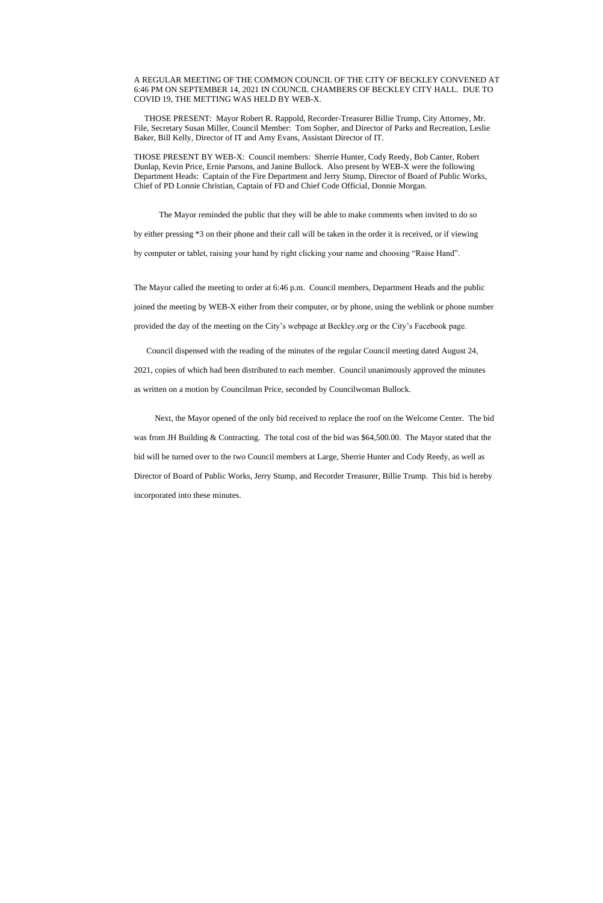A REGULAR MEETING OF THE COMMON COUNCIL OF THE CITY OF BECKLEY CONVENED AT 6:46 PM ON SEPTEMBER 14, 2021 IN COUNCIL CHAMBERS OF BECKLEY CITY HALL. DUE TO COVID 19, THE METTING WAS HELD BY WEB-X.

THOSE PRESENT: Mayor Robert R. Rappold, Recorder-Treasurer Billie Trump, City Attorney, Mr. File, Secretary Susan Miller, Council Member: Tom Sopher, and Director of Parks and Recreation, Leslie Baker, Bill Kelly, Director of IT and Amy Evans, Assistant Director of IT.

THOSE PRESENT BY WEB-X: Council members: Sherrie Hunter, Cody Reedy, Bob Canter, Robert Dunlap, Kevin Price, Ernie Parsons, and Janine Bullock. Also present by WEB-X were the following Department Heads: Captain of the Fire Department and Jerry Stump, Director of Board of Public Works, Chief of PD Lonnie Christian, Captain of FD and Chief Code Official, Donnie Morgan.

The Mayor reminded the public that they will be able to make comments when invited to do so by either pressing *3 on their phone and their call will be taken in the order it is received, or if viewing by computer or tablet, raising your hand by right clicking your name and choosing "Raise Hand".

The Mayor called the meeting to order at 6:46 p.m. Council members, Department Heads and the public joined the meeting by WEB-X either from their computer, or by phone, using the weblink or phone number provided the day of the meeting on the City's webpage at Beckley.org or the City's Facebook page.

Council dispensed with the reading of the minutes of the regular Council meeting dated August 24, 2021, copies of which had been distributed to each member. Council unanimously approved the minutes as written on a motion by Councilman Price, seconded by Councilwoman Bullock.

Next, the Mayor opened of the only bid received to replace the roof on the Welcome Center. The bid was from JH Building & Contracting. The total cost of the bid was $64,500.00. The Mayor stated that the bid will be turned over to the two Council members at Large, Sherrie Hunter and Cody Reedy, as well as Director of Board of Public Works, Jerry Stump, and Recorder Treasurer, Billie Trump. This bid is hereby incorporated into these minutes.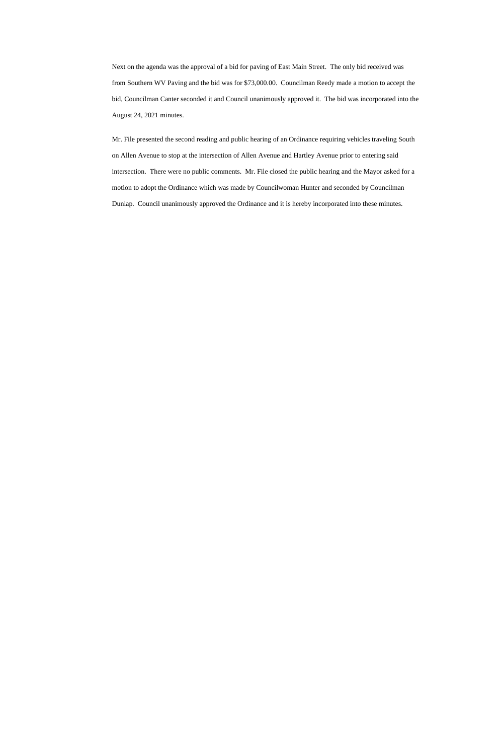Next on the agenda was the approval of a bid for paving of East Main Street. The only bid received was from Southern WV Paving and the bid was for $73,000.00. Councilman Reedy made a motion to accept the bid, Councilman Canter seconded it and Council unanimously approved it. The bid was incorporated into the August 24, 2021 minutes.

Mr. File presented the second reading and public hearing of an Ordinance requiring vehicles traveling South on Allen Avenue to stop at the intersection of Allen Avenue and Hartley Avenue prior to entering said intersection. There were no public comments. Mr. File closed the public hearing and the Mayor asked for a motion to adopt the Ordinance which was made by Councilwoman Hunter and seconded by Councilman Dunlap. Council unanimously approved the Ordinance and it is hereby incorporated into these minutes.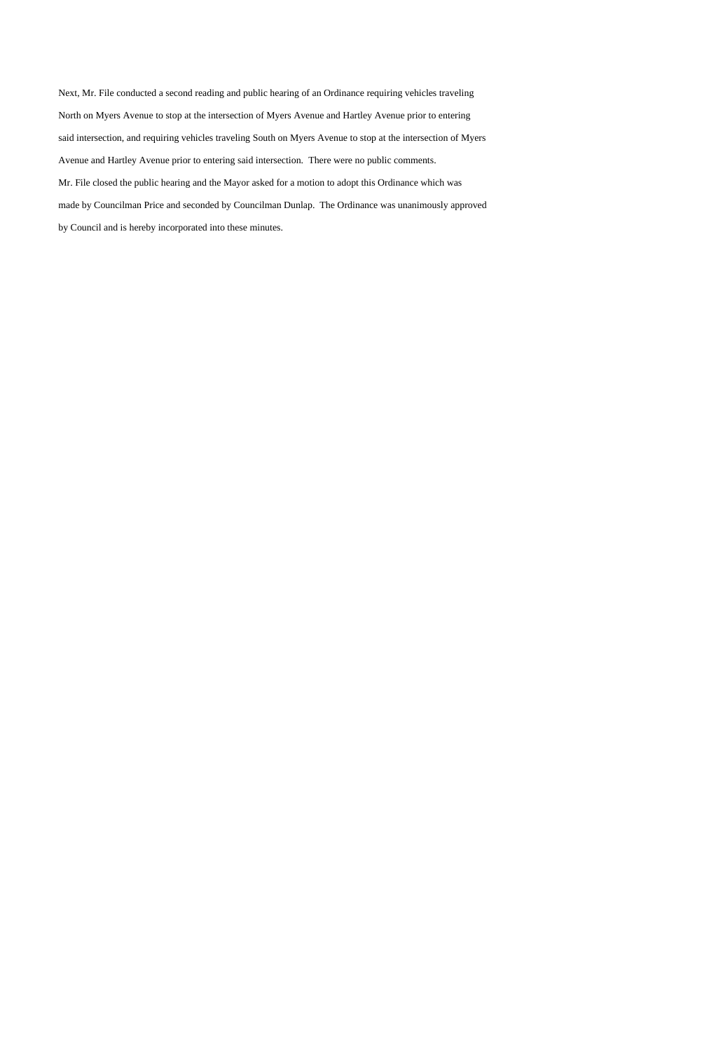Next, Mr. File conducted a second reading and public hearing of an Ordinance requiring vehicles traveling North on Myers Avenue to stop at the intersection of Myers Avenue and Hartley Avenue prior to entering said intersection, and requiring vehicles traveling South on Myers Avenue to stop at the intersection of Myers Avenue and Hartley Avenue prior to entering said intersection. There were no public comments.

Mr. File closed the public hearing and the Mayor asked for a motion to adopt this Ordinance which was made by Councilman Price and seconded by Councilman Dunlap. The Ordinance was unanimously approved by Council and is hereby incorporated into these minutes.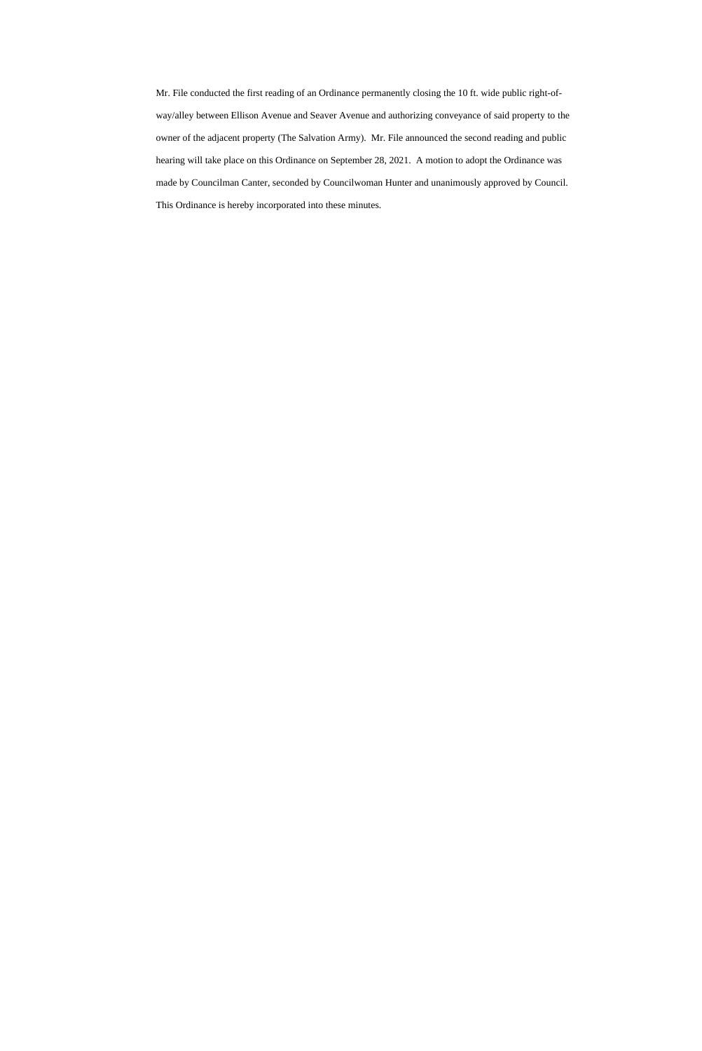Mr. File conducted the first reading of an Ordinance permanently closing the 10 ft. wide public right-of-way/alley between Ellison Avenue and Seaver Avenue and authorizing conveyance of said property to the owner of the adjacent property (The Salvation Army). Mr. File announced the second reading and public hearing will take place on this Ordinance on September 28, 2021. A motion to adopt the Ordinance was made by Councilman Canter, seconded by Councilwoman Hunter and unanimously approved by Council. This Ordinance is hereby incorporated into these minutes.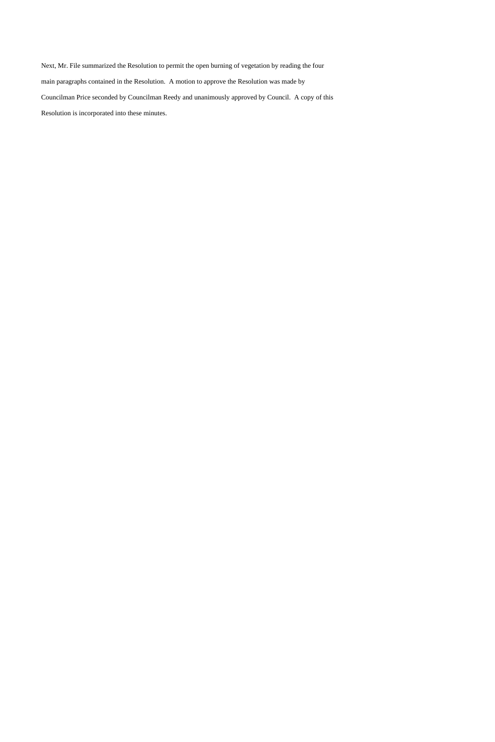Next, Mr. File summarized the Resolution to permit the open burning of vegetation by reading the four main paragraphs contained in the Resolution. A motion to approve the Resolution was made by Councilman Price seconded by Councilman Reedy and unanimously approved by Council. A copy of this Resolution is incorporated into these minutes.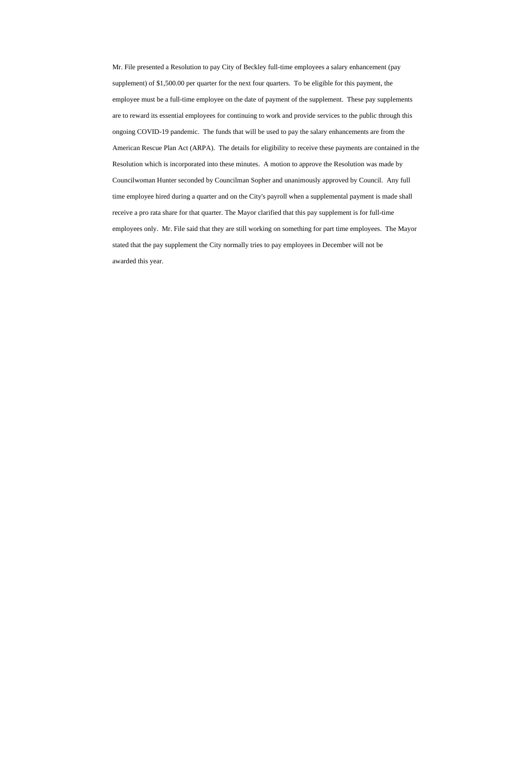Mr. File presented a Resolution to pay City of Beckley full-time employees a salary enhancement (pay supplement) of $1,500.00 per quarter for the next four quarters. To be eligible for this payment, the employee must be a full-time employee on the date of payment of the supplement. These pay supplements are to reward its essential employees for continuing to work and provide services to the public through this ongoing COVID-19 pandemic. The funds that will be used to pay the salary enhancements are from the American Rescue Plan Act (ARPA). The details for eligibility to receive these payments are contained in the Resolution which is incorporated into these minutes. A motion to approve the Resolution was made by Councilwoman Hunter seconded by Councilman Sopher and unanimously approved by Council. Any full time employee hired during a quarter and on the City's payroll when a supplemental payment is made shall receive a pro rata share for that quarter. The Mayor clarified that this pay supplement is for full-time employees only. Mr. File said that they are still working on something for part time employees. The Mayor stated that the pay supplement the City normally tries to pay employees in December will not be awarded this year.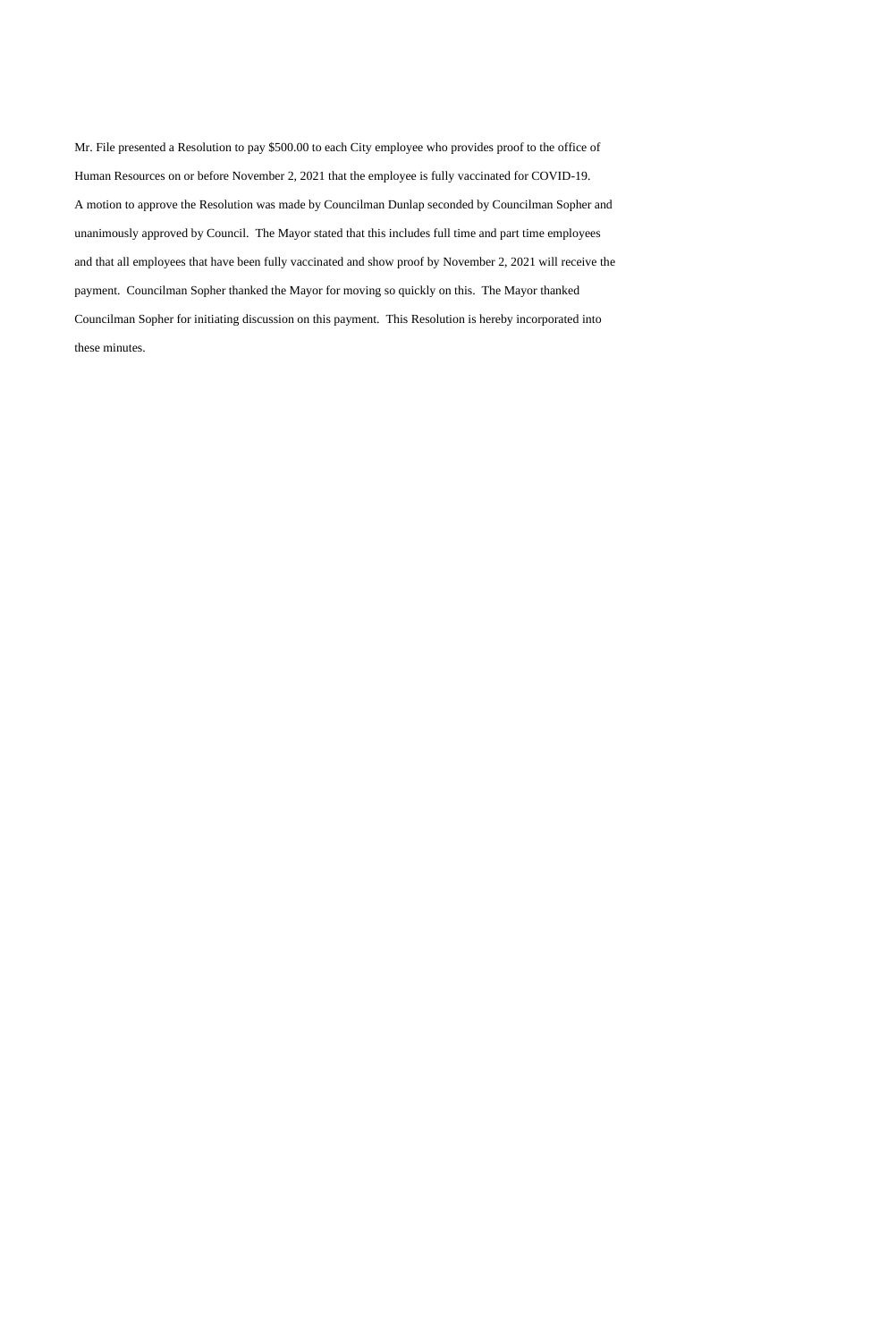Mr. File presented a Resolution to pay $500.00 to each City employee who provides proof to the office of Human Resources on or before November 2, 2021 that the employee is fully vaccinated for COVID-19. A motion to approve the Resolution was made by Councilman Dunlap seconded by Councilman Sopher and unanimously approved by Council. The Mayor stated that this includes full time and part time employees and that all employees that have been fully vaccinated and show proof by November 2, 2021 will receive the payment. Councilman Sopher thanked the Mayor for moving so quickly on this. The Mayor thanked Councilman Sopher for initiating discussion on this payment. This Resolution is hereby incorporated into these minutes.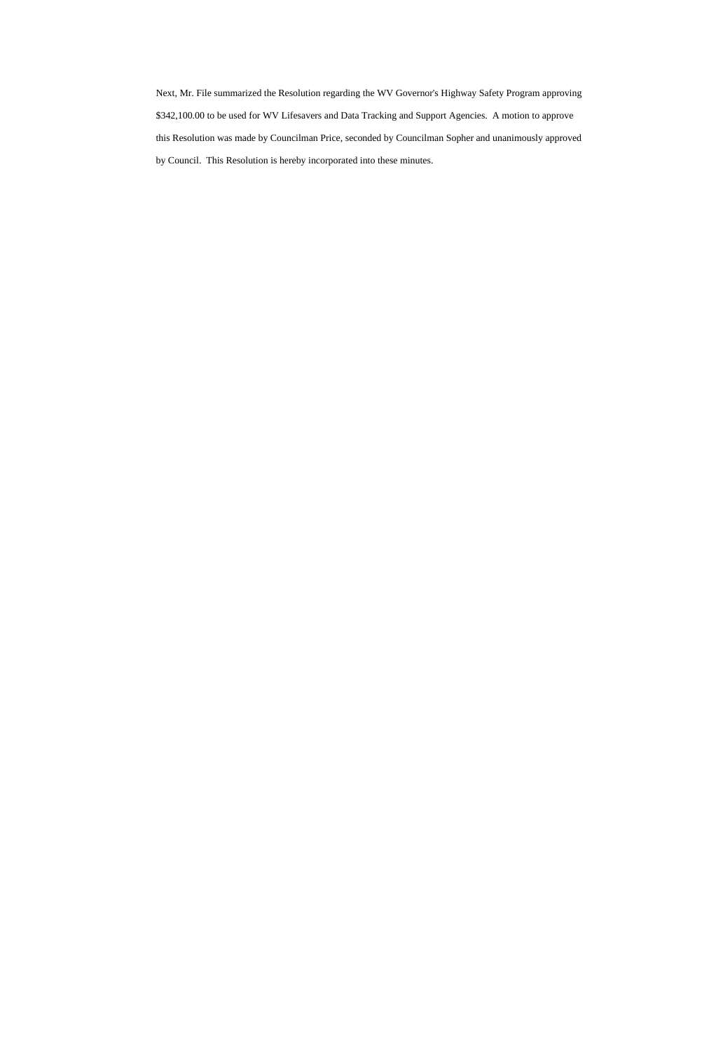Next, Mr. File summarized the Resolution regarding the WV Governor's Highway Safety Program approving $342,100.00 to be used for WV Lifesavers and Data Tracking and Support Agencies. A motion to approve this Resolution was made by Councilman Price, seconded by Councilman Sopher and unanimously approved by Council. This Resolution is hereby incorporated into these minutes.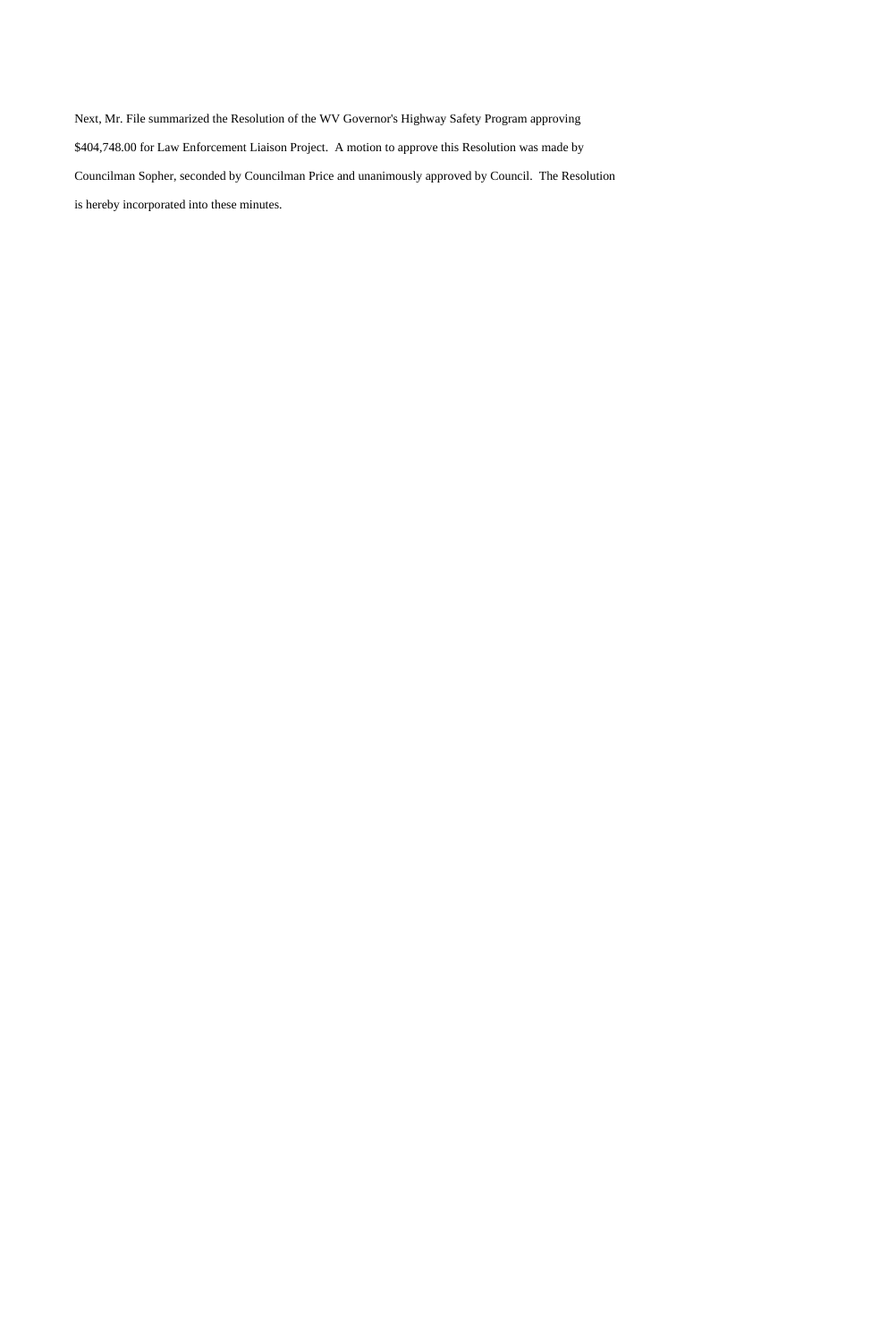Next, Mr. File summarized the Resolution of the WV Governor's Highway Safety Program approving $404,748.00 for Law Enforcement Liaison Project. A motion to approve this Resolution was made by Councilman Sopher, seconded by Councilman Price and unanimously approved by Council. The Resolution is hereby incorporated into these minutes.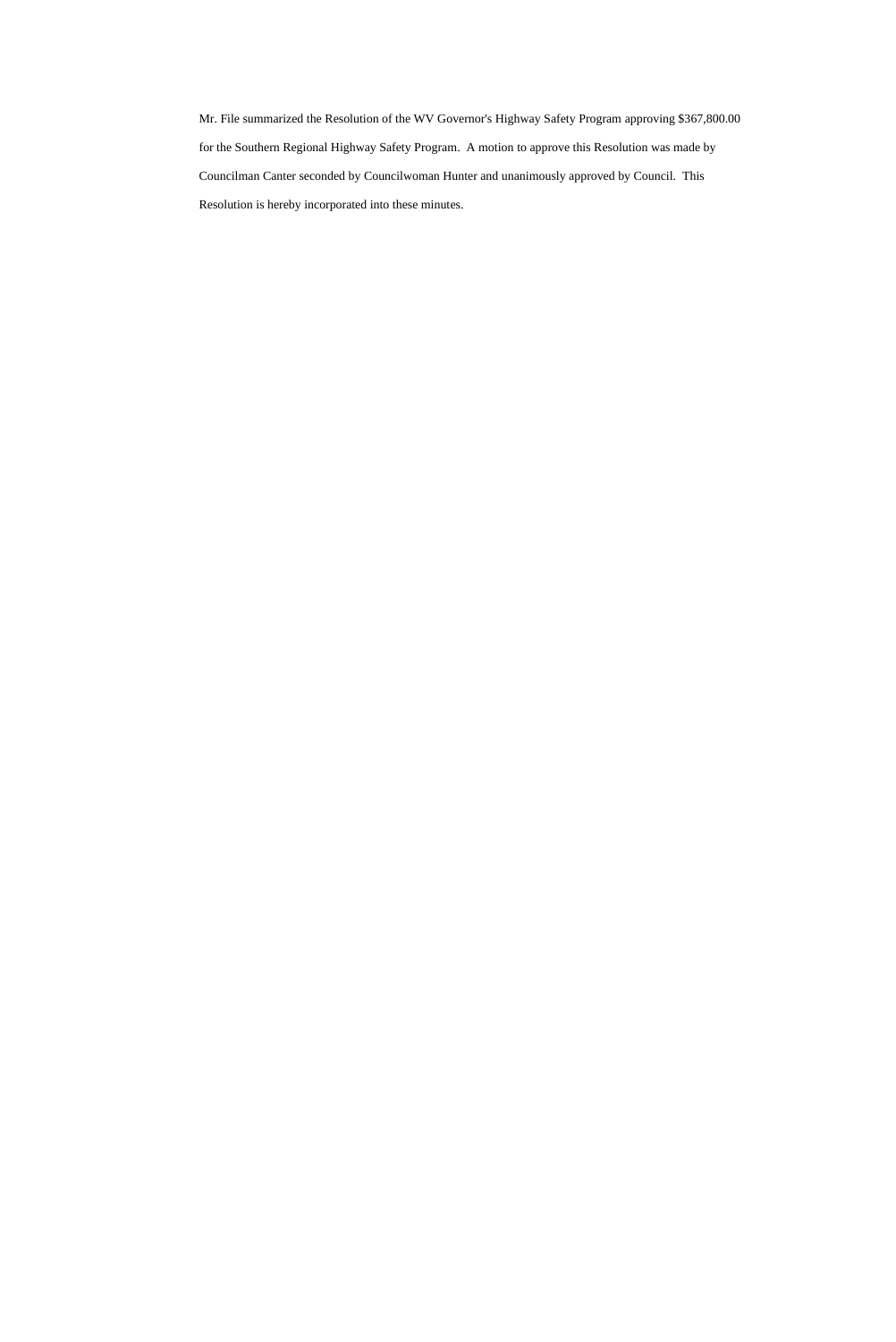Mr. File summarized the Resolution of the WV Governor's Highway Safety Program approving $367,800.00 for the Southern Regional Highway Safety Program. A motion to approve this Resolution was made by Councilman Canter seconded by Councilwoman Hunter and unanimously approved by Council. This Resolution is hereby incorporated into these minutes.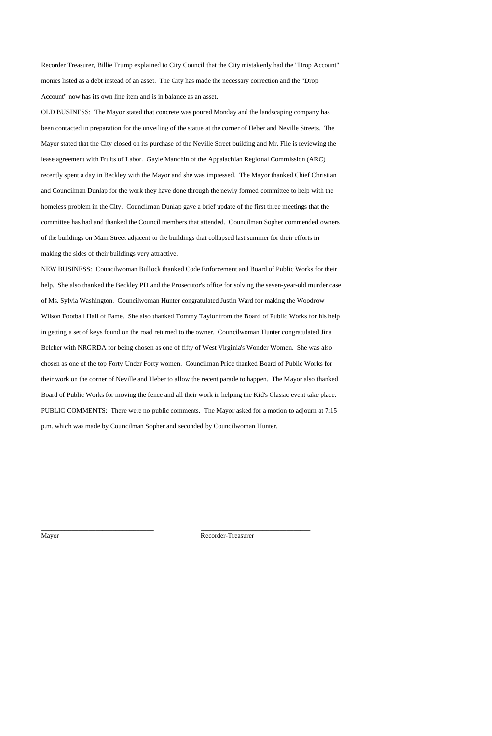Recorder Treasurer, Billie Trump explained to City Council that the City mistakenly had the "Drop Account" monies listed as a debt instead of an asset. The City has made the necessary correction and the "Drop Account" now has its own line item and is in balance as an asset.

OLD BUSINESS: The Mayor stated that concrete was poured Monday and the landscaping company has been contacted in preparation for the unveiling of the statue at the corner of Heber and Neville Streets. The Mayor stated that the City closed on its purchase of the Neville Street building and Mr. File is reviewing the lease agreement with Fruits of Labor. Gayle Manchin of the Appalachian Regional Commission (ARC) recently spent a day in Beckley with the Mayor and she was impressed. The Mayor thanked Chief Christian and Councilman Dunlap for the work they have done through the newly formed committee to help with the homeless problem in the City. Councilman Dunlap gave a brief update of the first three meetings that the committee has had and thanked the Council members that attended. Councilman Sopher commended owners of the buildings on Main Street adjacent to the buildings that collapsed last summer for their efforts in making the sides of their buildings very attractive.

NEW BUSINESS: Councilwoman Bullock thanked Code Enforcement and Board of Public Works for their help. She also thanked the Beckley PD and the Prosecutor's office for solving the seven-year-old murder case of Ms. Sylvia Washington. Councilwoman Hunter congratulated Justin Ward for making the Woodrow Wilson Football Hall of Fame. She also thanked Tommy Taylor from the Board of Public Works for his help in getting a set of keys found on the road returned to the owner. Councilwoman Hunter congratulated Jina Belcher with NRGRDA for being chosen as one of fifty of West Virginia's Wonder Women. She was also chosen as one of the top Forty Under Forty women. Councilman Price thanked Board of Public Works for their work on the corner of Neville and Heber to allow the recent parade to happen. The Mayor also thanked Board of Public Works for moving the fence and all their work in helping the Kid's Classic event take place.

PUBLIC COMMENTS: There were no public comments. The Mayor asked for a motion to adjourn at 7:15 p.m. which was made by Councilman Sopher and seconded by Councilwoman Hunter.

_______________________________ _______________________________

Mayor Recorder-Treasurer